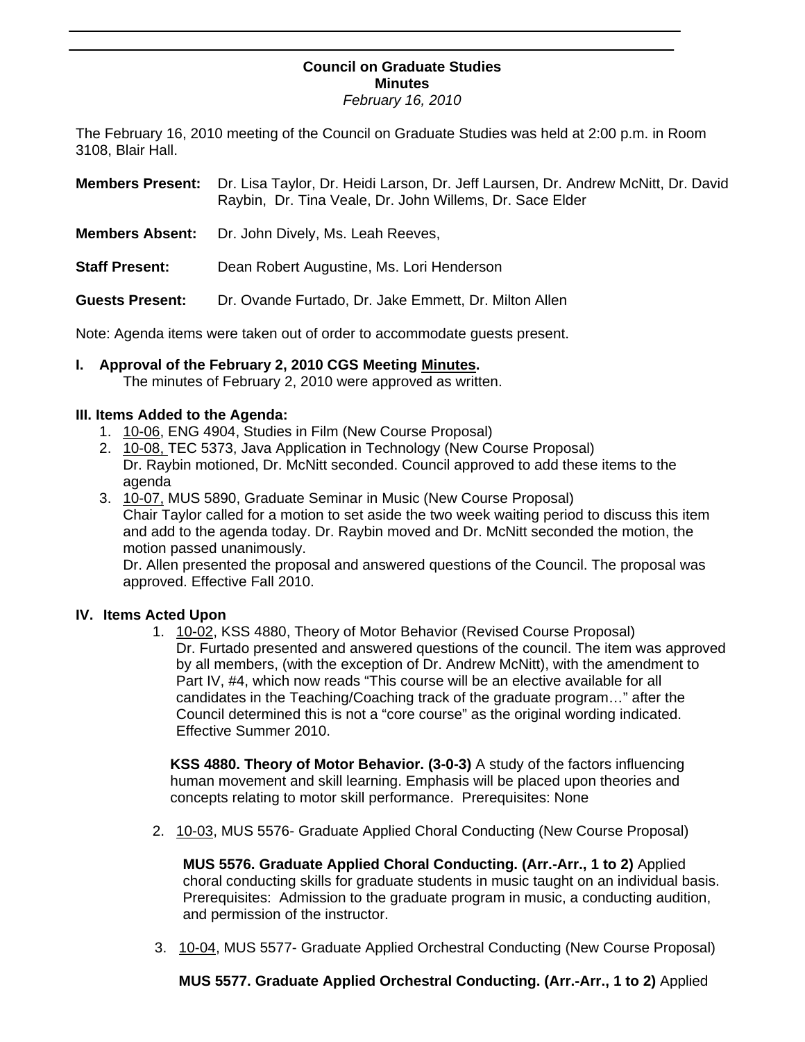# Council on Graduate Studies
## Minutes
*February 16, 2010*

The February 16, 2010 meeting of the Council on Graduate Studies was held at 2:00 p.m. in Room 3108, Blair Hall.

**Members Present:** Dr. Lisa Taylor, Dr. Heidi Larson, Dr. Jeff Laursen, Dr. Andrew McNitt, Dr. David Raybin, Dr. Tina Veale, Dr. John Willems, Dr. Sace Elder

**Members Absent:** Dr. John Dively, Ms. Leah Reeves,

**Staff Present:** Dean Robert Augustine, Ms. Lori Henderson

**Guests Present:** Dr. Ovande Furtado, Dr. Jake Emmett, Dr. Milton Allen

Note: Agenda items were taken out of order to accommodate guests present.

**I. Approval of the February 2, 2010 CGS Meeting Minutes.**

The minutes of February 2, 2010 were approved as written.

**III. Items Added to the Agenda:**

1. 10-06, ENG 4904, Studies in Film (New Course Proposal)
2. 10-08, TEC 5373, Java Application in Technology (New Course Proposal)
   Dr. Raybin motioned, Dr. McNitt seconded. Council approved to add these items to the agenda
3. 10-07, MUS 5890, Graduate Seminar in Music (New Course Proposal)
   Chair Taylor called for a motion to set aside the two week waiting period to discuss this item and add to the agenda today. Dr. Raybin moved and Dr. McNitt seconded the motion, the motion passed unanimously.
   Dr. Allen presented the proposal and answered questions of the Council. The proposal was approved. Effective Fall 2010.

**IV. Items Acted Upon**

1. 10-02, KSS 4880, Theory of Motor Behavior (Revised Course Proposal)
   Dr. Furtado presented and answered questions of the council. The item was approved by all members, (with the exception of Dr. Andrew McNitt), with the amendment to Part IV, #4, which now reads "This course will be an elective available for all candidates in the Teaching/Coaching track of the graduate program…" after the Council determined this is not a "core course" as the original wording indicated. Effective Summer 2010.

   **KSS 4880. Theory of Motor Behavior. (3-0-3)** A study of the factors influencing human movement and skill learning. Emphasis will be placed upon theories and concepts relating to motor skill performance. Prerequisites: None

2. 10-03, MUS 5576- Graduate Applied Choral Conducting (New Course Proposal)

   **MUS 5576. Graduate Applied Choral Conducting. (Arr.-Arr., 1 to 2)** Applied choral conducting skills for graduate students in music taught on an individual basis. Prerequisites: Admission to the graduate program in music, a conducting audition, and permission of the instructor.

3. 10-04, MUS 5577- Graduate Applied Orchestral Conducting (New Course Proposal)

   **MUS 5577. Graduate Applied Orchestral Conducting. (Arr.-Arr., 1 to 2)** Applied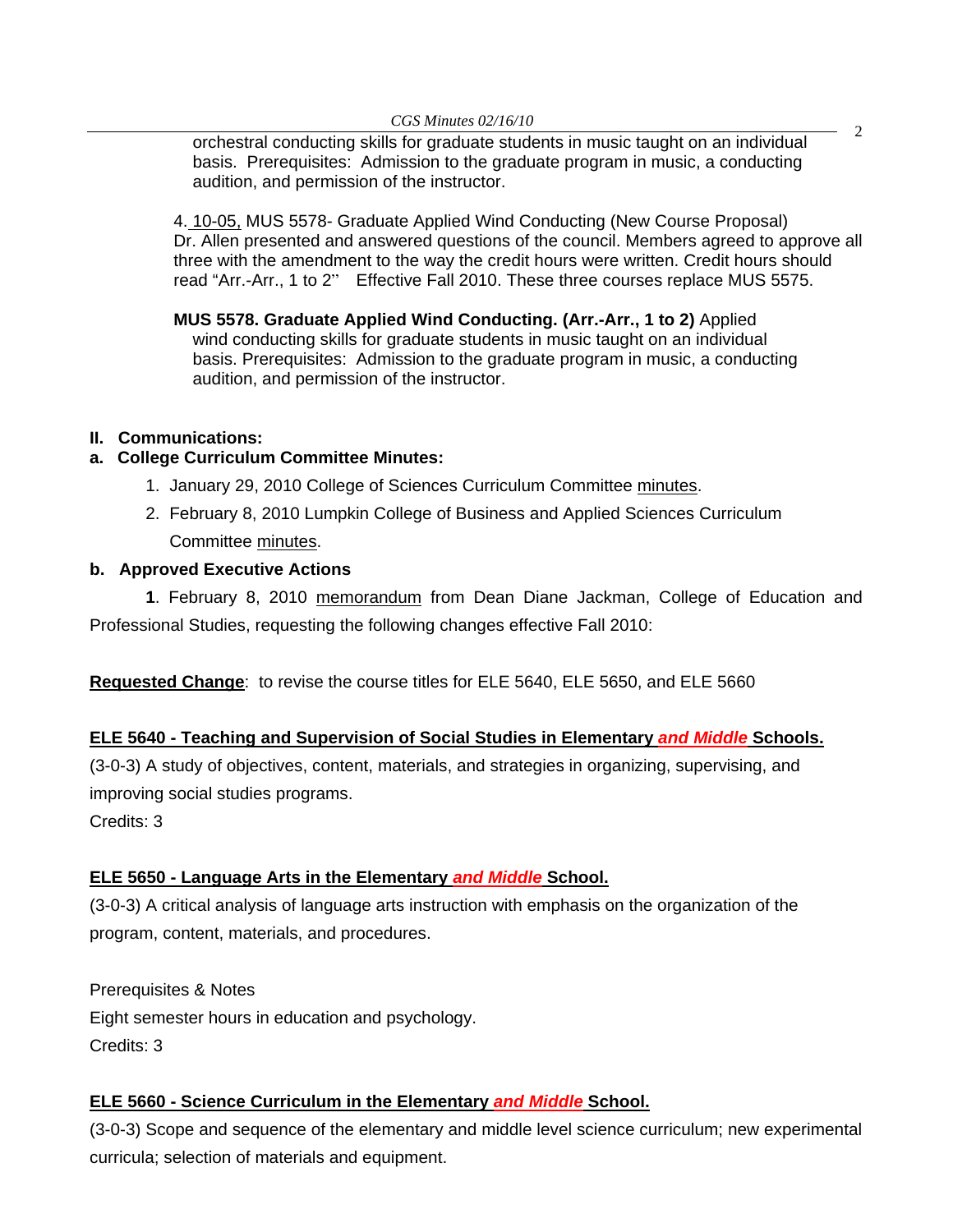orchestral conducting skills for graduate students in music taught on an individual basis. Prerequisites: Admission to the graduate program in music, a conducting audition, and permission of the instructor.

4. 10-05, MUS 5578- Graduate Applied Wind Conducting (New Course Proposal) Dr. Allen presented and answered questions of the council. Members agreed to approve all three with the amendment to the way the credit hours were written. Credit hours should read "Arr.-Arr., 1 to 2" Effective Fall 2010. These three courses replace MUS 5575.

**MUS 5578. Graduate Applied Wind Conducting. (Arr.-Arr., 1 to 2)** Applied wind conducting skills for graduate students in music taught on an individual basis. Prerequisites: Admission to the graduate program in music, a conducting audition, and permission of the instructor.

## II. Communications:

### a. College Curriculum Committee Minutes:

1. January 29, 2010 College of Sciences Curriculum Committee minutes.
2. February 8, 2010 Lumpkin College of Business and Applied Sciences Curriculum Committee minutes.

### b. Approved Executive Actions

**1**. February 8, 2010 memorandum from Dean Diane Jackman, College of Education and Professional Studies, requesting the following changes effective Fall 2010:

**Requested Change**: to revise the course titles for ELE 5640, ELE 5650, and ELE 5660

**ELE 5640 - Teaching and Supervision of Social Studies in Elementary *and Middle* Schools.**

(3-0-3) A study of objectives, content, materials, and strategies in organizing, supervising, and improving social studies programs.

Credits: 3

**ELE 5650 - Language Arts in the Elementary *and Middle* School.**

(3-0-3) A critical analysis of language arts instruction with emphasis on the organization of the program, content, materials, and procedures.

Prerequisites & Notes

Eight semester hours in education and psychology.

Credits: 3

**ELE 5660 - Science Curriculum in the Elementary *and Middle* School.**

(3-0-3) Scope and sequence of the elementary and middle level science curriculum; new experimental curricula; selection of materials and equipment.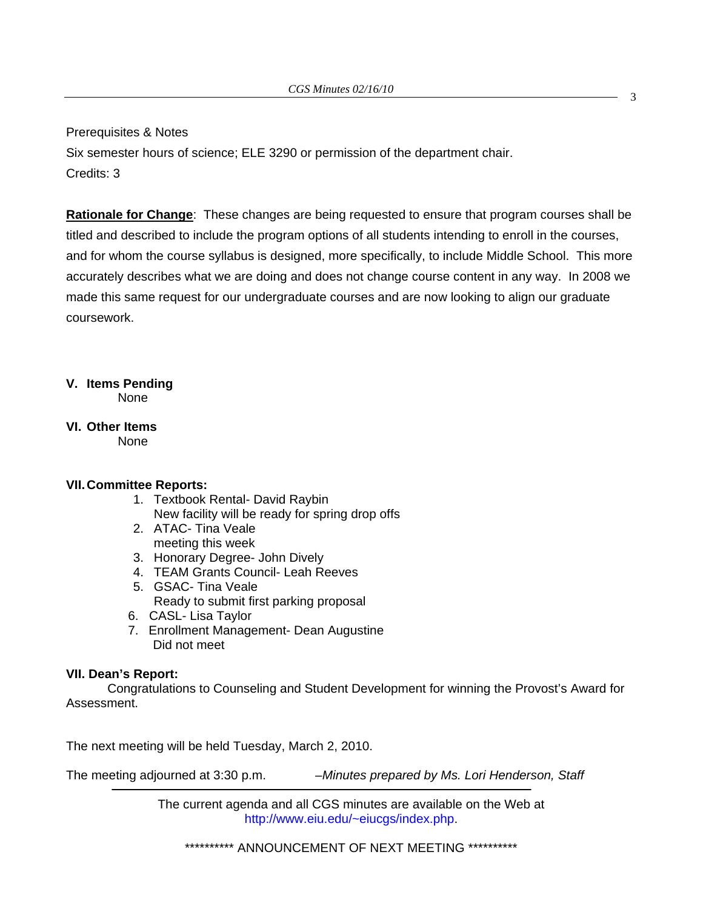Prerequisites & Notes

Six semester hours of science; ELE 3290 or permission of the department chair.

Credits: 3

**Rationale for Change**: These changes are being requested to ensure that program courses shall be titled and described to include the program options of all students intending to enroll in the courses, and for whom the course syllabus is designed, more specifically, to include Middle School. This more accurately describes what we are doing and does not change course content in any way. In 2008 we made this same request for our undergraduate courses and are now looking to align our graduate coursework.

**V. Items Pending**

None

**VI. Other Items**

None

**VII. Committee Reports:**

1. Textbook Rental- David Raybin
   New facility will be ready for spring drop offs
2. ATAC- Tina Veale
   meeting this week
3. Honorary Degree- John Dively
4. TEAM Grants Council- Leah Reeves
5. GSAC- Tina Veale
   Ready to submit first parking proposal
6. CASL- Lisa Taylor
7. Enrollment Management- Dean Augustine
   Did not meet

**VII. Dean's Report:**

Congratulations to Counseling and Student Development for winning the Provost's Award for Assessment.

The next meeting will be held Tuesday, March 2, 2010.

The meeting adjourned at 3:30 p.m. *–Minutes prepared by Ms. Lori Henderson, Staff*

---

The current agenda and all CGS minutes are available on the Web at http://www.eiu.edu/~eiucgs/index.php.

********** ANNOUNCEMENT OF NEXT MEETING **********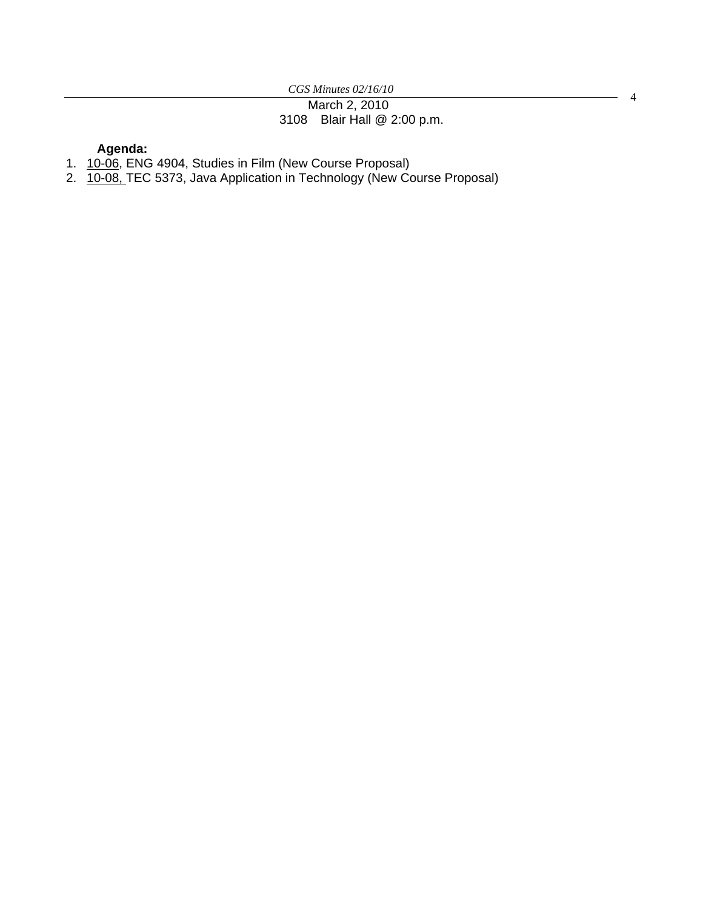March 2, 2010
3108 Blair Hall @ 2:00 p.m.

**Agenda:**

1. 10-06, ENG 4904, Studies in Film (New Course Proposal)
2. 10-08, TEC 5373, Java Application in Technology (New Course Proposal)